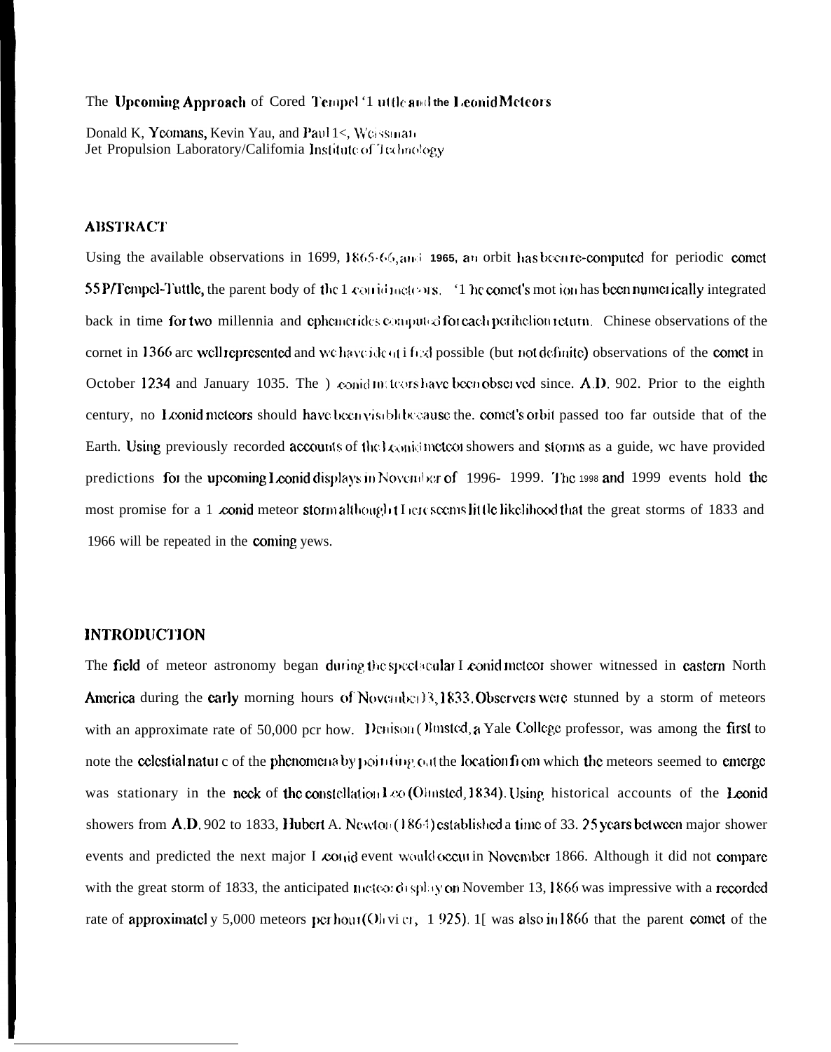The **Upcoming Approach** of Comet Tempel-Tuttle and the Leonid Meteors

Donald K, Yeomans, Kevin Yau, and Paul R. Weissman
Jet Propulsion Laboratory/California Institute of Technology

## ABSTRACT

Using the available observations in 1699, 1865-66, and 1965, an orbit has been re-computed for periodic comet 55P/Tempel-Tuttle, the parent body of the Leonid meteors. The comet's motion has been numerically integrated back in time for two millennia and ephemerides computed for each perihelion return. Chinese observations of the cornet in 1366 are well represented and we have identified possible (but not definite) observations of the comet in October 1234 and January 1035. The Leonid meteors have been observed since. A.D. 902. Prior to the eighth century, no Leonid meteors should have been visible because the. comet's orbit passed too far outside that of the Earth. Using previously recorded accounts of the Leonid meteor showers and storms as a guide, wc have provided predictions for the upcoming Leonid displays in November of 1996- 1999. The 1998 and 1999 events hold the most promise for a Leonid meteor storm although there seems little likelihood that the great storms of 1833 and 1966 will be repeated in the coming yews.

## INTRODUCTION

The field of meteor astronomy began during the spectacular Leonid meteor shower witnessed in eastern North America during the early morning hours of November 13, 1833. Observers were stunned by a storm of meteors with an approximate rate of 50,000 pcr how. Denison Olmsted, a Yale College professor, was among the first to note the celestial nature of the phenomena by pointing out the location from which the meteors seemed to emerge was stationary in the neck of the constellation Leo (Olmsted, 1834). Using historical accounts of the Leonid showers from A.D. 902 to 1833, Hubert A. Newton (1864) established a time of 33. 25 years between major shower events and predicted the next major Leonid event would occur in November 1866. Although it did not compare with the great storm of 1833, the anticipated meteor display on November 13, 1866 was impressive with a recorded rate of approximately 5,000 meteors per hour (Olivier, 1925). It was also in 1866 that the parent comet of the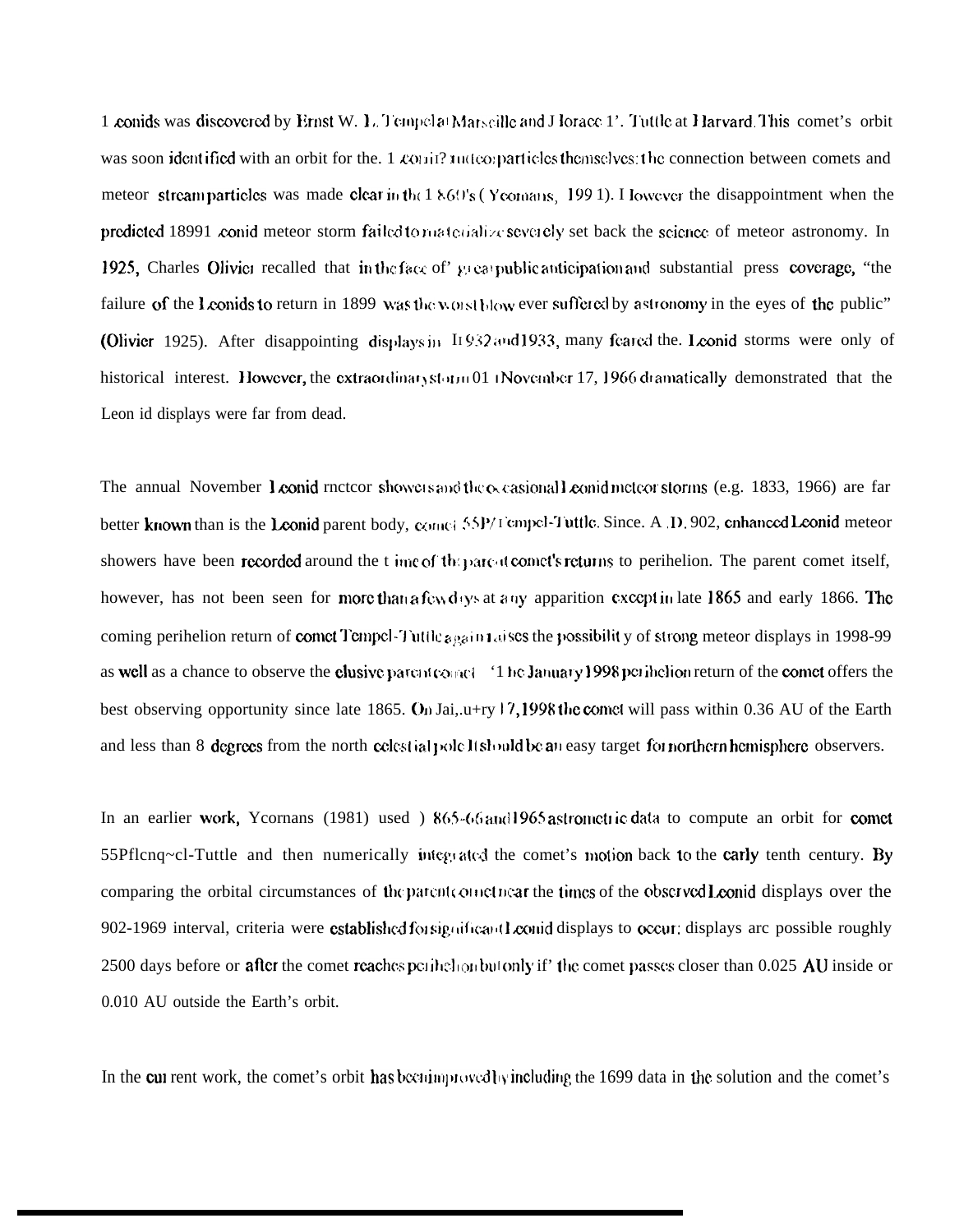Leonids was discovered by Ernst W. L. Tempel at Marseille and Horace P. Tuttle at Harvard. This comet's orbit was soon identified with an orbit for the Leonid meteor particles themselves; the connection between comets and meteor stream particles was made clear in the 1860's (Yeomans, 1991). However the disappointment when the predicted 1899 Leonid meteor storm failed to materialize severely set back the science of meteor astronomy. In 1925, Charles Olivier recalled that in the face of great public anticipation and substantial press coverage, "the failure of the Leonids to return in 1899 was the worst blow ever suffered by astronomy in the eyes of the public" (Olivier 1925). After disappointing displays in 1932 and 1933, many feared the Leonid storms were only of historical interest. However, the extraordinary storm of November 17, 1966 dramatically demonstrated that the Leonid displays were far from dead.

The annual November Leonid meteor showers and the occasional Leonid meteor storms (e.g. 1833, 1966) are far better known than is the Leonid parent body, comet 55P/Tempel-Tuttle. Since A.D. 902, enhanced Leonid meteor showers have been recorded around the time of the parent comet's returns to perihelion. The parent comet itself, however, has not been seen for more than a few days at any apparition except in late 1865 and early 1866. The coming perihelion return of comet Tempel-Tuttle again raises the possibility of strong meteor displays in 1998-99 as well as a chance to observe the elusive parent comet. The January 1998 perihelion return of the comet offers the best observing opportunity since late 1865. On January 17, 1998 the comet will pass within 0.36 AU of the Earth and less than 8 degrees from the north celestial pole. It should be an easy target for northern hemisphere observers.

In an earlier work, Yeomans (1981) used 1865-66 and 1965 astrometric data to compute an orbit for comet 55P/Tempel-Tuttle and then numerically integrated the comet's motion back to the early tenth century. By comparing the orbital circumstances of the parent comet near the times of the observed Leonid displays over the 902-1969 interval, criteria were established for significant Leonid displays to occur; displays are possible roughly 2500 days before or after the comet reaches perihelion but only if the comet passes closer than 0.025 AU inside or 0.010 AU outside the Earth's orbit.

In the current work, the comet's orbit has been improved by including the 1699 data in the solution and the comet's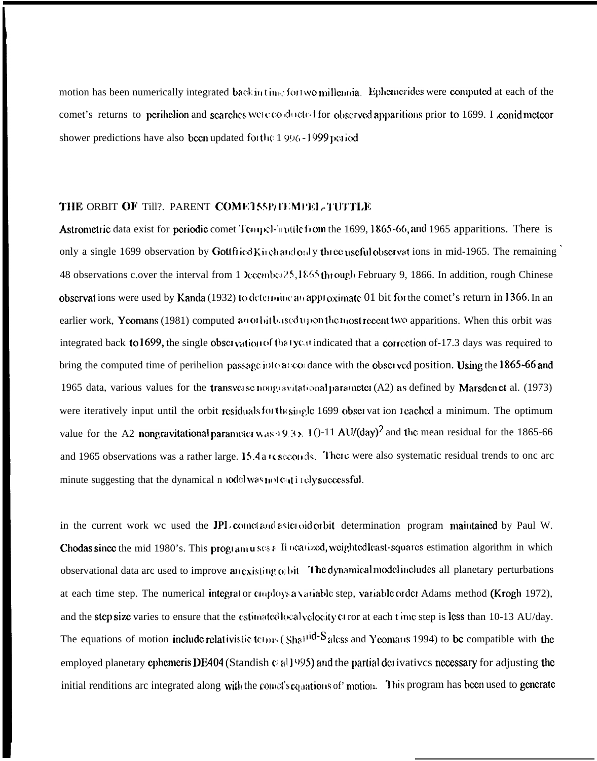motion has been numerically integrated back in time for two millennia. Ephemerides were computed at each of the comet's returns to perihelion and searches were conducted for observed apparitions prior to 1699. Leonid meteor shower predictions have also been updated for the 1996-1999 period

## THE ORBIT OF THE PARENT COMET 55P/TEMPEL-TUTTLE

Astrometric data exist for periodic comet Tempel-Tuttle from the 1699, 1865-66, and 1965 apparitions. There is only a single 1699 observation by Gottfried Kirch and only three useful observations in mid-1965. The remaining 48 observations cover the interval from December 25, 1865 through February 9, 1866. In addition, rough Chinese observations were used by Kanda (1932) to determine an approximate orbit for the comet's return in 1366. In an earlier work, Yeomans (1981) computed an orbit based upon the most recent two apparitions. When this orbit was integrated back to 1699, the single observation of that year indicated that a correction of -17.3 days was required to bring the computed time of perihelion passage into accordance with the observed position. Using the 1865-66 and 1965 data, various values for the transverse nongravitational parameter (A2) as defined by Marsden et al. (1973) were iteratively input until the orbit residuals for the single 1699 observation reached a minimum. The optimum value for the A2 nongravitational parameter was $+9.3 \times 10^{-11}$ AU/(day)$^2$ and the mean residual for the 1865-66 and 1965 observations was a rather large 15.4 arc seconds. There were also systematic residual trends to one arc minute suggesting that the dynamical model was not entirely successful.

In the current work we used the JPL comet and asteroid orbit determination program maintained by Paul W. Chodas since the mid 1980's. This program uses a linearized, weighted least-squares estimation algorithm in which observational data are used to improve an existing orbit. The dynamical model includes all planetary perturbations at each time step. The numerical integrator employs a variable step, variable order Adams method (Krogh 1972), and the step size varies to ensure that the estimated local velocity error at each time step is less than $10^{-13}$ AU/day. The equations of motion include relativistic terms (Shahid-Saless and Yeomans 1994) to be compatible with the employed planetary ephemeris DE404 (Standish et al 1995) and the partial derivatives necessary for adjusting the initial conditions are integrated along with the comet's equations of motion. This program has been used to generate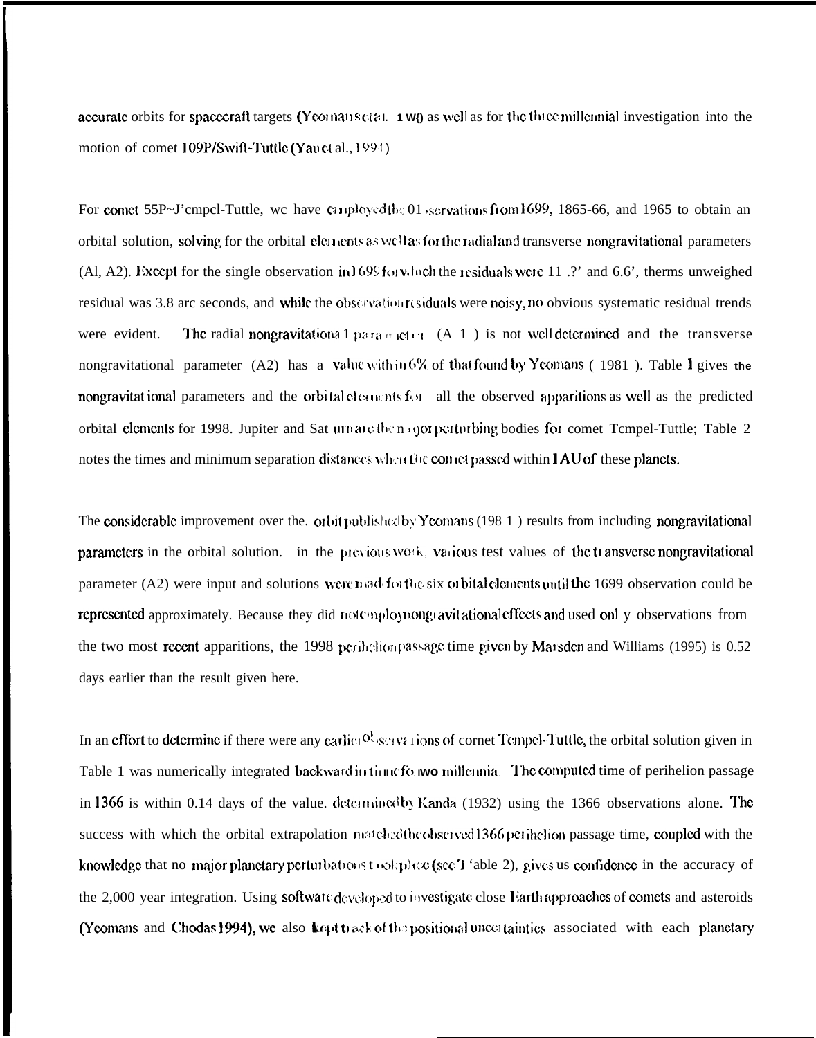accurate orbits for spacecraft targets (Yeomans et al. 1990) as well as for the three millennial investigation into the motion of comet 109P/Swift-Tuttle (Yau et al., 1994)

For comet 55P/Tempel-Tuttle, we have employed the observations from 1699, 1865-66, and 1965 to obtain an orbital solution, solving for the orbital elements as well as for the radial and transverse nongravitational parameters (A1, A2). Except for the single observation in 1699 for which the residuals were 11.?' and 6.6', the rms unweighted residual was 3.8 arc seconds, and while the observation residuals were noisy, no obvious systematic residual trends were evident. The radial nongravitational parameter (A1) is not well determined and the transverse nongravitational parameter (A2) has a value within 6% of that found by Yeomans (1981). Table 1 gives the nongravitational parameters and the orbital elements for all the observed apparitions as well as the predicted orbital elements for 1998. Jupiter and Saturn are the major perturbing bodies for comet Tempel-Tuttle; Table 2 notes the times and minimum separation distances when the comet passed within 1 AU of these planets.

The considerable improvement over the orbit published by Yeomans (1981) results from including nongravitational parameters in the orbital solution. In the previous work, various test values of the transverse nongravitational parameter (A2) were input and solutions were made for the six orbital elements until the 1699 observation could be represented approximately. Because they did not employ nongravitational effects and used only observations from the two most recent apparitions, the 1998 perihelion passage time given by Marsden and Williams (1995) is 0.52 days earlier than the result given here.

In an effort to determine if there were any earlier observations of comet Tempel-Tuttle, the orbital solution given in Table 1 was numerically integrated backward in time for two millennia. The computed time of perihelion passage in 1366 is within 0.14 days of the value determined by Kanda (1932) using the 1366 observations alone. The success with which the orbital extrapolation matched the observed 1366 perihelion passage time, coupled with the knowledge that no major planetary perturbations took place (see Table 2), gives us confidence in the accuracy of the 2,000 year integration. Using software developed to investigate close Earth approaches of comets and asteroids (Yeomans and Chodas 1994), we also kept track of the positional uncertainties associated with each planetary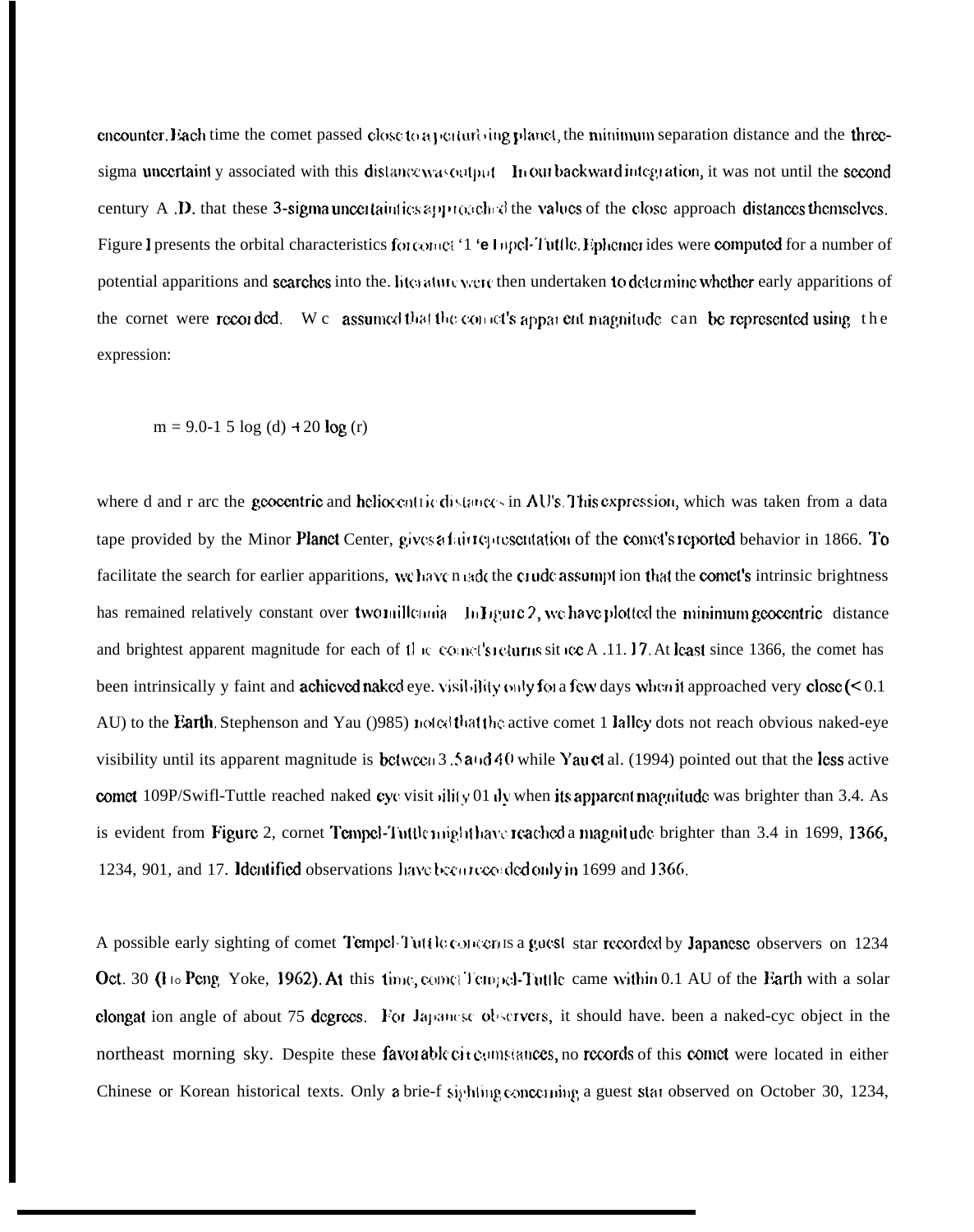encounter. Each time the comet passed close to a perturbing planet, the minimum separation distance and the three-sigma uncertainty associated with this distance was output. In our backward integration, it was not until the second century A.D. that these 3-sigma uncertainties approached the values of the close approach distances themselves. Figure 1 presents the orbital characteristics for comet Tempel-Tuttle. Ephemerides were computed for a number of potential apparitions and searches into the literature were then undertaken to determine whether early apparitions of the comet were recorded. We assumed that the comet's apparent magnitude can be represented using the expression:

$$m = 9.0 - 15 \log (d) + 20 \log (r)$$

where d and r are the geocentric and heliocentric distances in AU's. This expression, which was taken from a data tape provided by the Minor Planet Center, gives a fair representation of the comet's reported behavior in 1866. To facilitate the search for earlier apparitions, we have made the crude assumption that the comet's intrinsic brightness has remained relatively constant over two millennia. In Figure 2, we have plotted the minimum geocentric distance and brightest apparent magnitude for each of the comet's returns since A.D. 17. At least since 1366, the comet has been intrinsically faint and achieved naked eye visibility only for a few days when it approached very close (< 0.1 AU) to the Earth. Stephenson and Yau (1985) noted that the active comet Halley does not reach obvious naked-eye visibility until its apparent magnitude is between 3.5 and 4.0 while Yau et al. (1994) pointed out that the less active comet 109P/Swift-Tuttle reached naked eye visibility only when its apparent magnitude was brighter than 3.4. As is evident from Figure 2, comet Tempel-Tuttle might have reached a magnitude brighter than 3.4 in 1699, 1366, 1234, 901, and 17. Identified observations have been recorded only in 1699 and 1366.

A possible early sighting of comet Tempel-Tuttle concerns a guest star recorded by Japanese observers on 1234 Oct. 30 (Ho Peng Yoke, 1962). At this time, comet Tempel-Tuttle came within 0.1 AU of the Earth with a solar elongation angle of about 75 degrees. For Japanese observers, it should have been a naked-eye object in the northeast morning sky. Despite these favorable circumstances, no records of this comet were located in either Chinese or Korean historical texts. Only a brief sighting concerning a guest star observed on October 30, 1234,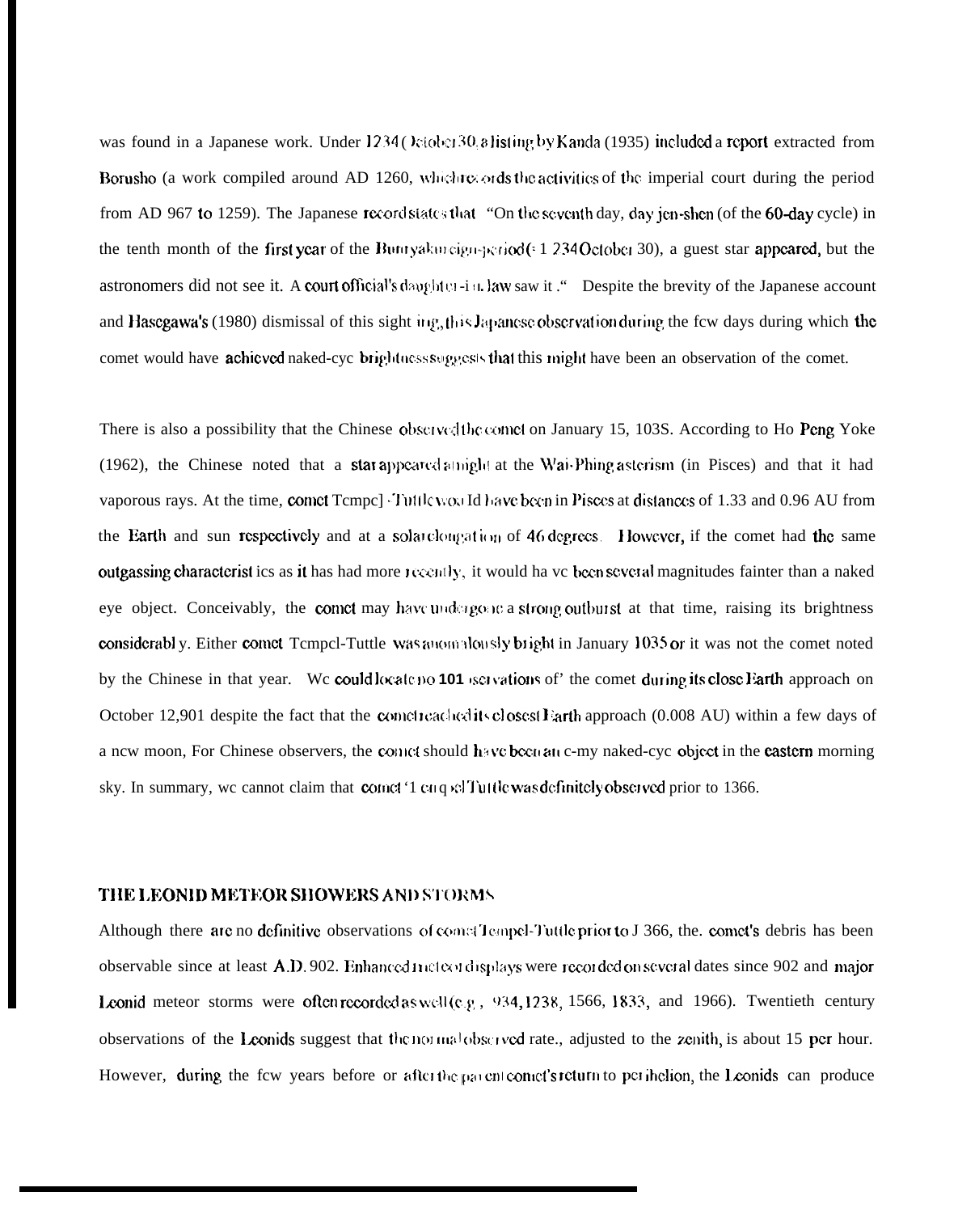was found in a Japanese work. Under 1234 October 30, a listing by Kanda (1935) included a report extracted from Borusho (a work compiled around AD 1260, which records the activities of the imperial court during the period from AD 967 to 1259). The Japanese record states that "On the seventh day, day jen-shen (of the 60-day cycle) in the tenth month of the first year of the Bunryaku reign-period (= 1234 October 30), a guest star appeared, but the astronomers did not see it. A court official's daughter-in-law saw it ." Despite the brevity of the Japanese account and Hasegawa's (1980) dismissal of this sighting, this Japanese observation during the few days during which the comet would have achieved naked-eye brightness suggests that this might have been an observation of the comet.

There is also a possibility that the Chinese observed the comet on January 15, 1035. According to Ho Peng Yoke (1962), the Chinese noted that a star appeared at night at the Wai-Phing asterism (in Pisces) and that it had vaporous rays. At the time, comet Tempel-Tuttle would have been in Pisces at distances of 1.33 and 0.96 AU from the Earth and sun respectively and at a solar elongation of 46 degrees. However, if the comet had the same outgassing characteristics as it has had more recently, it would have been several magnitudes fainter than a naked eye object. Conceivably, the comet may have undergone a strong outburst at that time, raising its brightness considerably. Either comet Tempel-Tuttle was anomalously bright in January 1035 or it was not the comet noted by the Chinese in that year. We could locate no observations of the comet during its close Earth approach on October 12, 901 despite the fact that the comet reached its closest Earth approach (0.008 AU) within a few days of a new moon, For Chinese observers, the comet should have been an easy naked-eye object in the eastern morning sky. In summary, we cannot claim that comet Tempel-Tuttle was definitely observed prior to 1366.

## THE LEONID METEOR SHOWERS AND STORMS

Although there are no definitive observations of comet Tempel-Tuttle prior to 1366, the comet's debris has been observable since at least A.D. 902. Enhanced meteor displays were recorded on several dates since 902 and major Leonid meteor storms were often recorded as well (e.g., 934, 1238, 1566, 1833, and 1966). Twentieth century observations of the Leonids suggest that the normal observed rate., adjusted to the zenith, is about 15 per hour. However, during the few years before or after the parent comet's return to perihelion, the Leonids can produce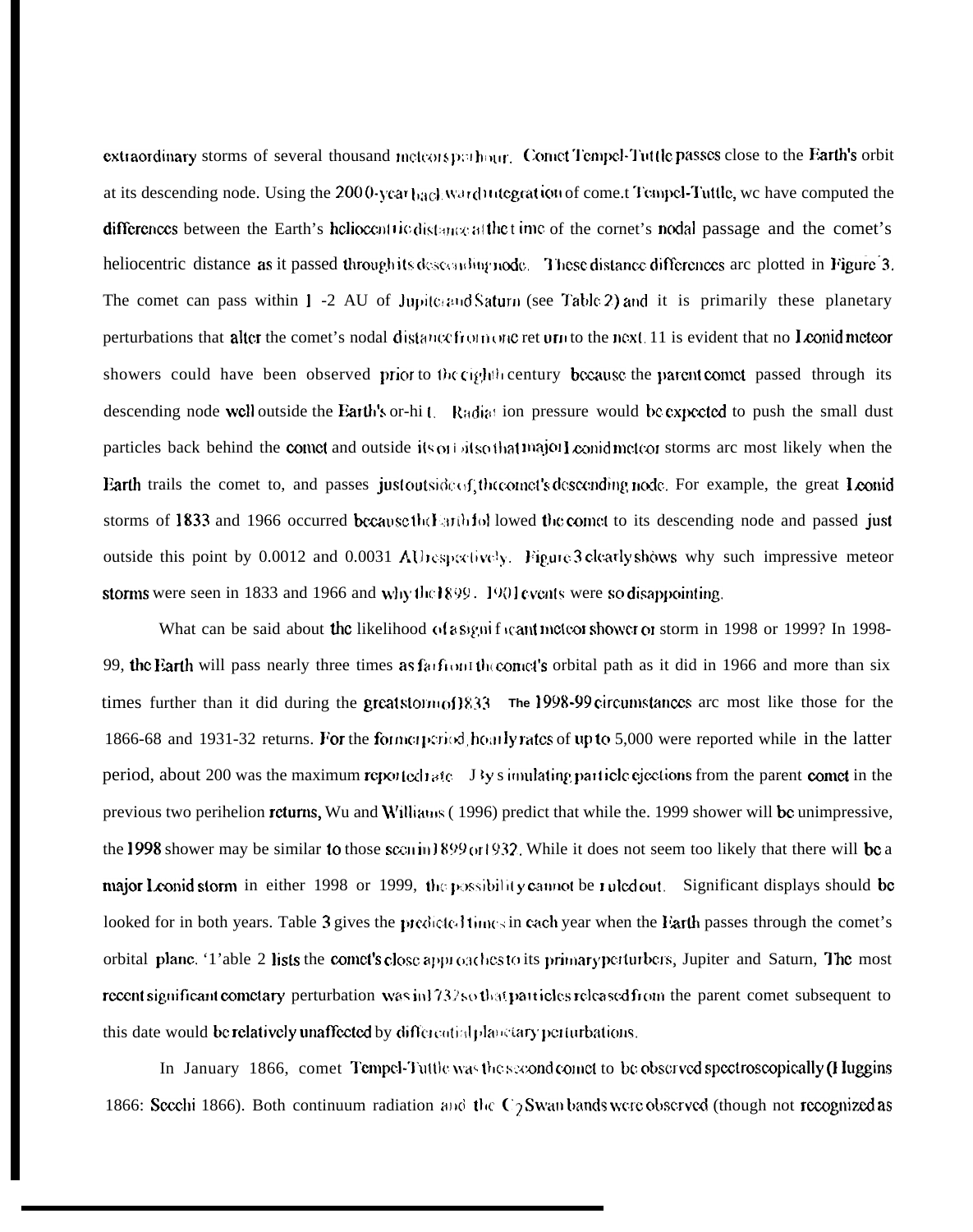extraordinary storms of several thousand meteors per hour. Comet Tempel-Tuttle passes close to the Earth's orbit at its descending node. Using the 2000-year backward integration of comet Tempel-Tuttle, we have computed the differences between the Earth's heliocentric distance at the time of the comet's nodal passage and the comet's heliocentric distance as it passed through its descending node. These distance differences are plotted in Figure 3. The comet can pass within 1 -2 AU of Jupiter and Saturn (see Table 2) and it is primarily these planetary perturbations that alter the comet's nodal distance from one return to the next. It is evident that no Leonid meteor showers could have been observed prior to the eighth century because the parent comet passed through its descending node well outside the Earth's orbit. Radiation pressure would be expected to push the small dust particles back behind the comet and outside its orbit so that major Leonid meteor storms are most likely when the Earth trails the comet to, and passes just outside of, the comet's descending node. For example, the great Leonid storms of 1833 and 1966 occurred because the Earth followed the comet to its descending node and passed just outside this point by 0.0012 and 0.0031 AU respectively. Figure 3 clearly shows why such impressive meteor storms were seen in 1833 and 1966 and why the 1899 - 1901 events were so disappointing.

What can be said about the likelihood of a significant meteor shower or storm in 1998 or 1999? In 1998-99, the Earth will pass nearly three times as far from the comet's orbital path as it did in 1966 and more than six times further than it did during the great storm of 1833. The 1998-99 circumstances are most like those for the 1866-68 and 1931-32 returns. For the former period, hourly rates of up to 5,000 were reported while in the latter period, about 200 was the maximum reported rate. By simulating particle ejections from the parent comet in the previous two perihelion returns, Wu and Williams ( 1996) predict that while the. 1999 shower will be unimpressive, the 1998 shower may be similar to those seen in 1899 or 1932. While it does not seem too likely that there will be a major Leonid storm in either 1998 or 1999, the possibility cannot be ruled out. Significant displays should be looked for in both years. Table 3 gives the predicted times in each year when the Earth passes through the comet's orbital plane. Table 2 lists the comet's close approaches to its primary perturbers, Jupiter and Saturn, The most recent significant cometary perturbation was in 1732 so that particles released from the parent comet subsequent to this date would be relatively unaffected by differential planetary perturbations.

In January 1866, comet Tempel-Tuttle was the second comet to be observed spectroscopically (Huggins 1866: Secchi 1866). Both continuum radiation and the $C_2$ Swan bands were observed (though not recognized as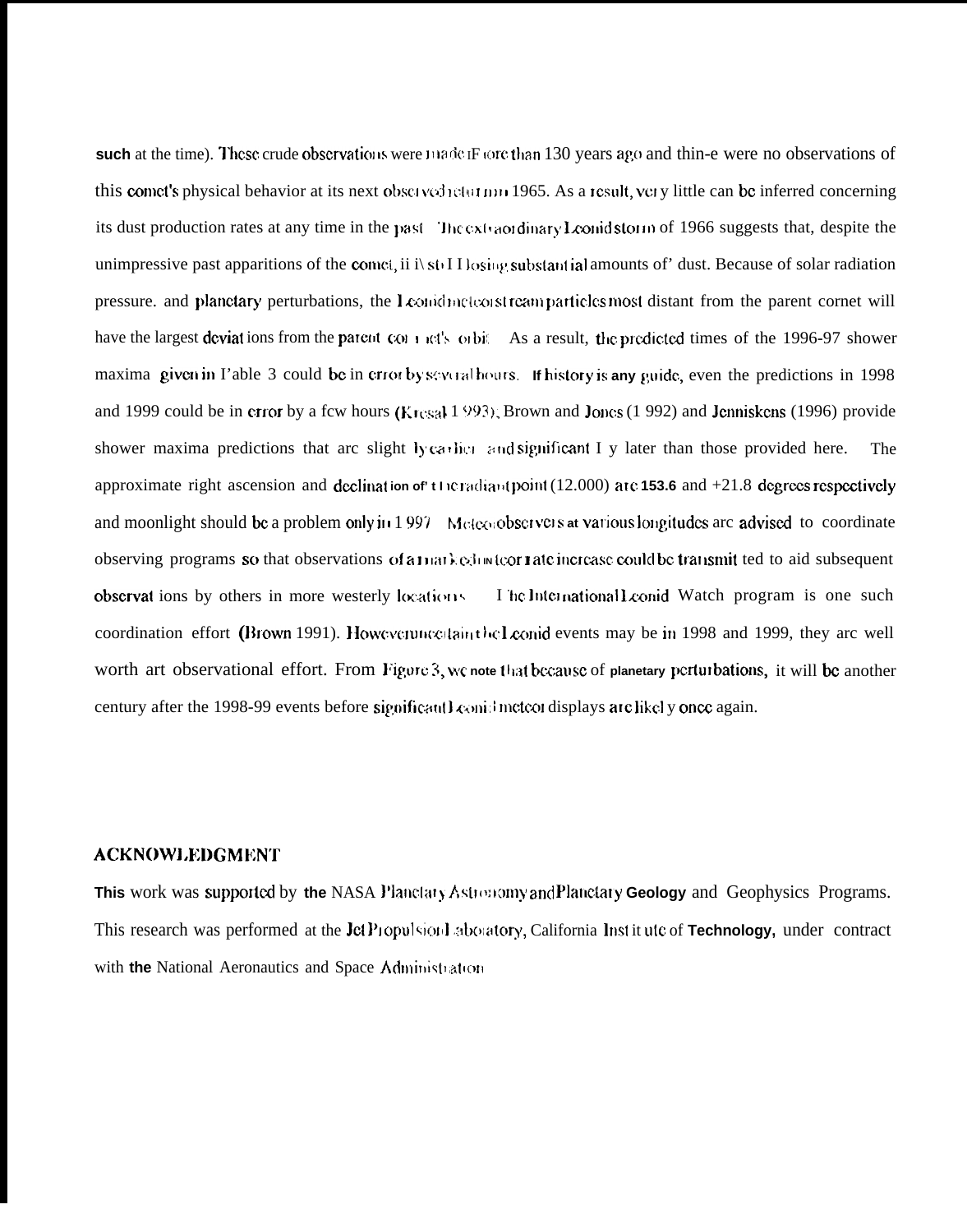such at the time). These crude observations were made more than 130 years ago and there were no observations of this comet's physical behavior at its next observed return in 1965. As a result, very little can be inferred concerning its dust production rates at any time in the past. The extraordinary Leonid storm of 1966 suggests that, despite the unimpressive past apparitions of the comet, it is still losing substantial amounts of dust. Because of solar radiation pressure, and planetary perturbations, the Leonid meteor stream particles most distant from the parent comet will have the largest deviations from the parent comet's orbit. As a result, the predicted times of the 1996-97 shower maxima given in Table 3 could be in error by several hours. If history is any guide, even the predictions in 1998 and 1999 could be in error by a few hours (Kresak 1993). Brown and Jones (1992) and Jenniskens (1996) provide shower maxima predictions that are slightly earlier and significantly later than those provided here. The approximate right ascension and declination of the radiant point (J2000) are 153.6 and +21.8 degrees respectively and moonlight should be a problem only in 1997. Meteor observers at various longitudes are advised to coordinate observing programs so that observations of a marked meteor rate increase could be transmitted to aid subsequent observations by others in more westerly locations. The International Leonid Watch program is one such coordination effort (Brown 1991). However uncertain the Leonid events may be in 1998 and 1999, they are well worth an observational effort. From Figure 3, we note that because of planetary perturbations, it will be another century after the 1998-99 events before significant Leonid meteor displays are likely once again.

## ACKNOWLEDGMENT

This work was supported by the NASA Planetary Astronomy and Planetary Geology and Geophysics Programs. This research was performed at the Jet Propulsion Laboratory, California Institute of Technology, under contract with the National Aeronautics and Space Administration.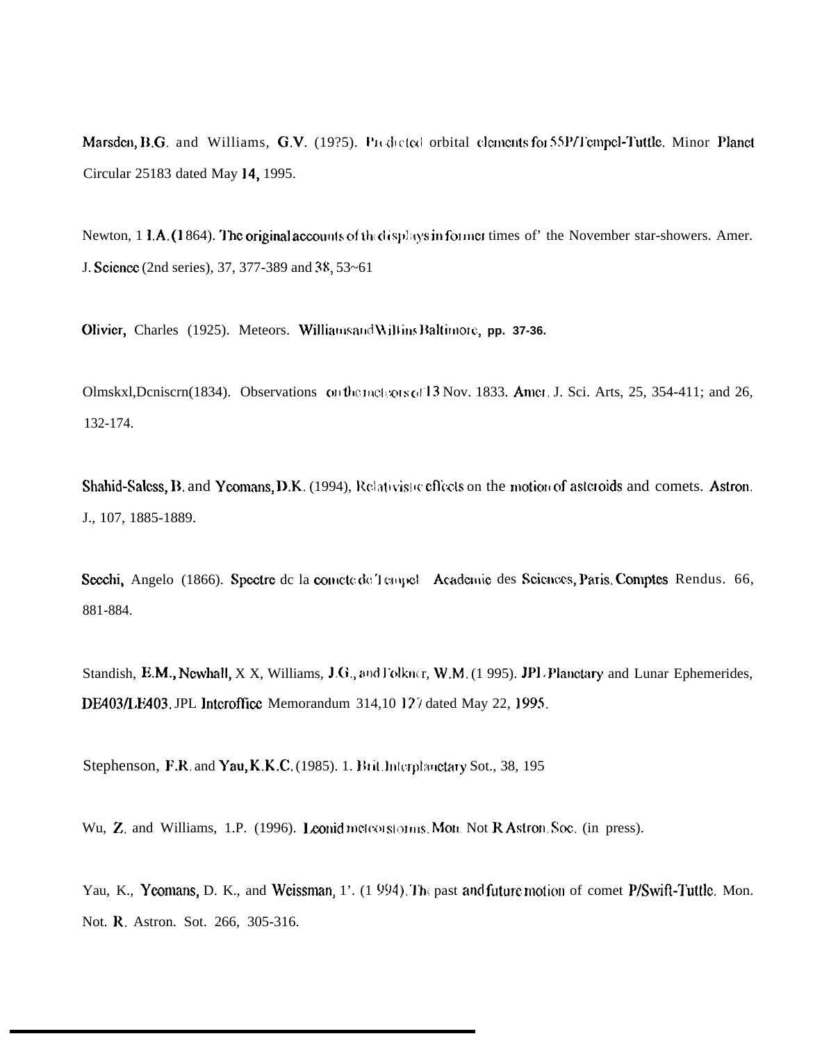Marsden, B.G. and Williams, G.V. (19?5). Predicted orbital elements for 55P/Tempel-Tuttle. Minor Planet Circular 25183 dated May 14, 1995.

Newton, H.A. (1864). The original accounts of the displays in former times of' the November star-showers. Amer. J. Science (2nd series), 37, 377-389 and 38, 53~61

Olivier, Charles (1925). Meteors. Williams and Wilkins Baltimore, pp. 37-36.

Olmskxl,Dcniscrn(1834). Observations on the meteors of 13 Nov. 1833. Amer. J. Sci. Arts, 25, 354-411; and 26, 132-174.

Shahid-Saless, B. and Yeomans, D.K. (1994), Relativistic effects on the motion of asteroids and comets. Astron. J., 107, 1885-1889.

Secchi, Angelo (1866). Spectre de la comete de Tempel Academie des Sciences, Paris. Comptes Rendus. 66, 881-884.

Standish, E.M., Newhall, X X, Williams, J.G., and Folkner, W.M. (1 995). JPL Planetary and Lunar Ephemerides, DE403/LE403. JPL Interoffice Memorandum 314,10 127 dated May 22, 1995.

Stephenson, F.R. and Yau, K.K.C. (1985). 1. Brit. Interplanetary Sot., 38, 195

Wu, Z. and Williams, 1.P. (1996). Leonid meteor storms. Mon. Not R Astron. Soc. (in press).

Yau, K., Yeomans, D. K., and Weissman, 1'. (1 994). The past and future motion of comet P/Swift-Tuttle. Mon. Not. R. Astron. Sot. 266, 305-316.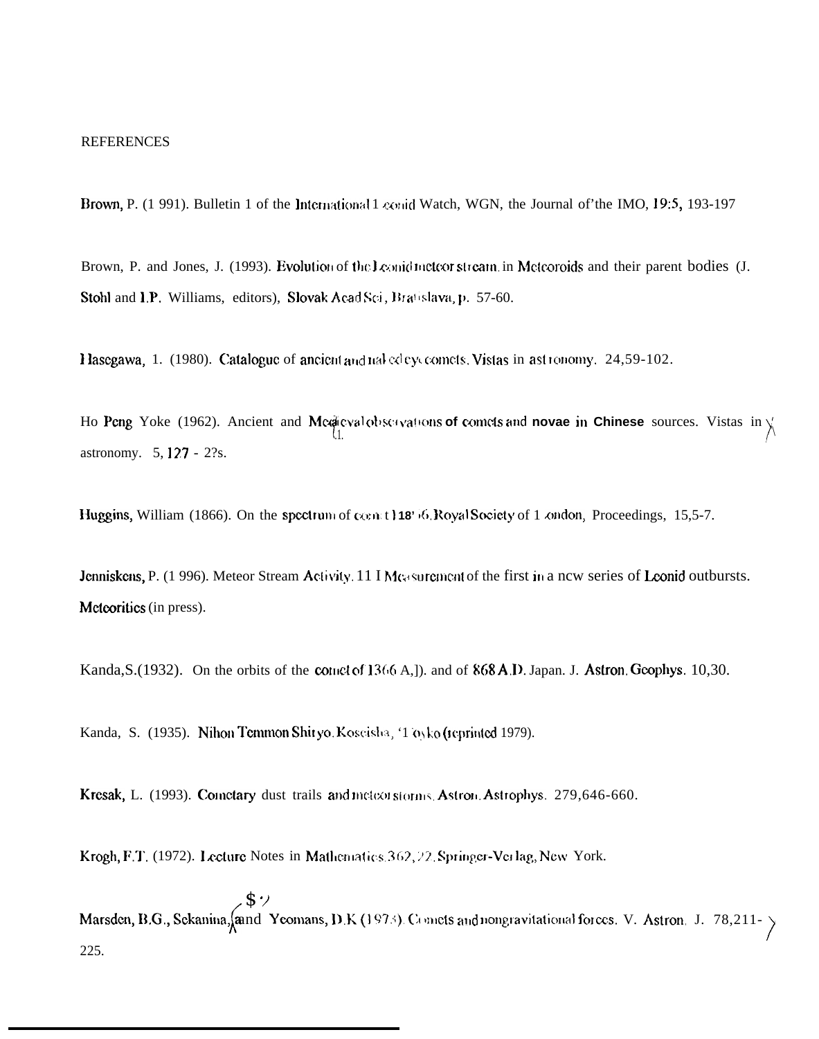REFERENCES

Brown, P. (1 991). Bulletin 1 of the International 1 eonid Watch, WGN, the Journal of'the IMO, 19:5, 193-197

Brown, P. and Jones, J. (1993). Evolution of the Leonid meteor stream. in Meteoroids and their parent bodies (J. Stohl and I.P. Williams, editors), Slovak Acad Sci, Bratislava, p. 57-60.

Hasegawa, 1. (1980). Catalogue of ancient and naked eye comets. Vistas in astronomy. 24,59-102.

Ho Peng Yoke (1962). Ancient and Mediaeval observations of comets and novae in Chinese sources. Vistas in astronomy. 5, 127 - 2?s.

Huggins, William (1866). On the spectrum of comet I 1866. Royal Society of 1 ondon, Proceedings, 15,5-7.

Jenniskens, P. (1 996). Meteor Stream Activity. 11 I Measurement of the first in a new series of Leonid outbursts. Meteoritics (in press).

Kanda,S.(1932). On the orbits of the comet of 1366 A,]). and of 868 A.D. Japan. J. Astron. Geophys. 10,30.

Kanda, S. (1935). Nihon Temmon Shiryo. Koseisha, 'Tokyo (reprinted 1979).

Kresak, L. (1993). Cometary dust trails and meteor storms. Astron. Astrophys. 279,646-660.

Krogh, F.T. (1972). Lecture Notes in Mathematics.362, 22. Springer-Verlag, New York.

Marsden, B.G., Sekanina, and Yeomans, D.K (1973). Comets and nongravitational forces. V. Astron. J. 78,211-225.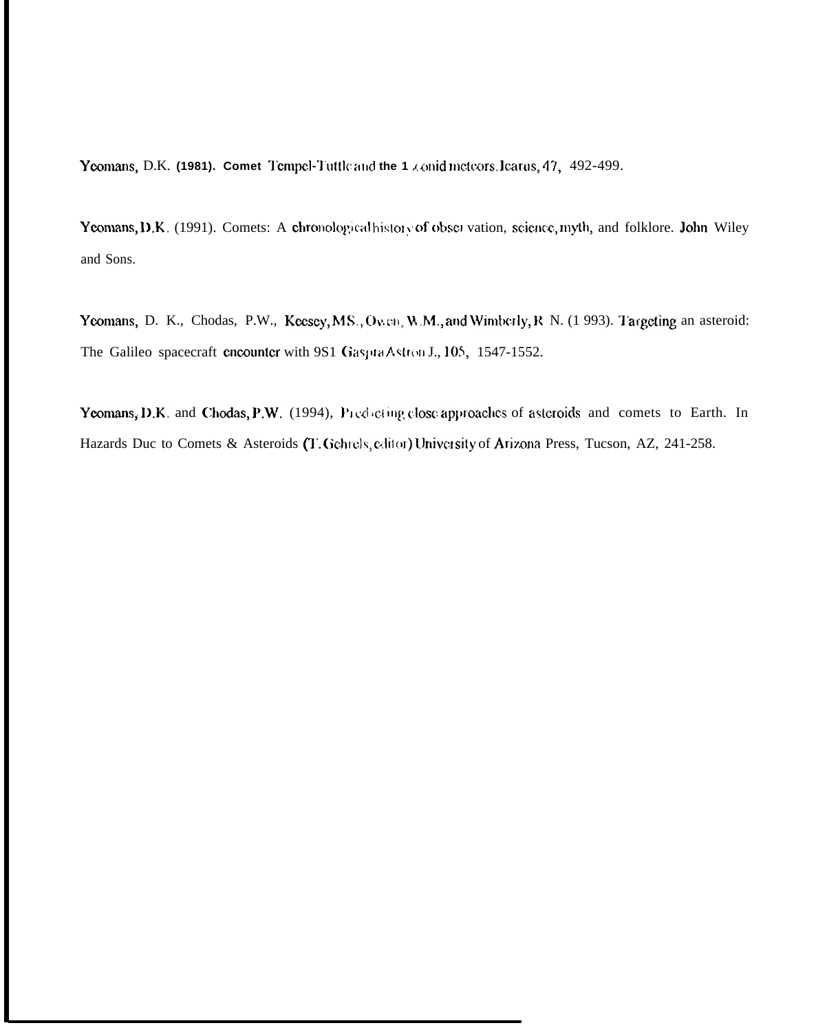Yeomans, D.K. (1981). Comet Tempel-Tuttle and the Leonid meteors. Icarus, 47, 492-499.

Yeomans, D.K. (1991). Comets: A chronological history of observation, science, myth, and folklore. John Wiley and Sons.

Yeomans, D. K., Chodas, P.W., Keesey, M.S., Owen, W.M., and Wimberly, R. N. (1993). Targeting an asteroid: The Galileo spacecraft encounter with 951 Gaspra. Astron J., 105, 1547-1552.

Yeomans, D.K. and Chodas, P.W. (1994), Predicting close approaches of asteroids and comets to Earth. In Hazards Due to Comets & Asteroids (T. Gehrels, editor) University of Arizona Press, Tucson, AZ, 241-258.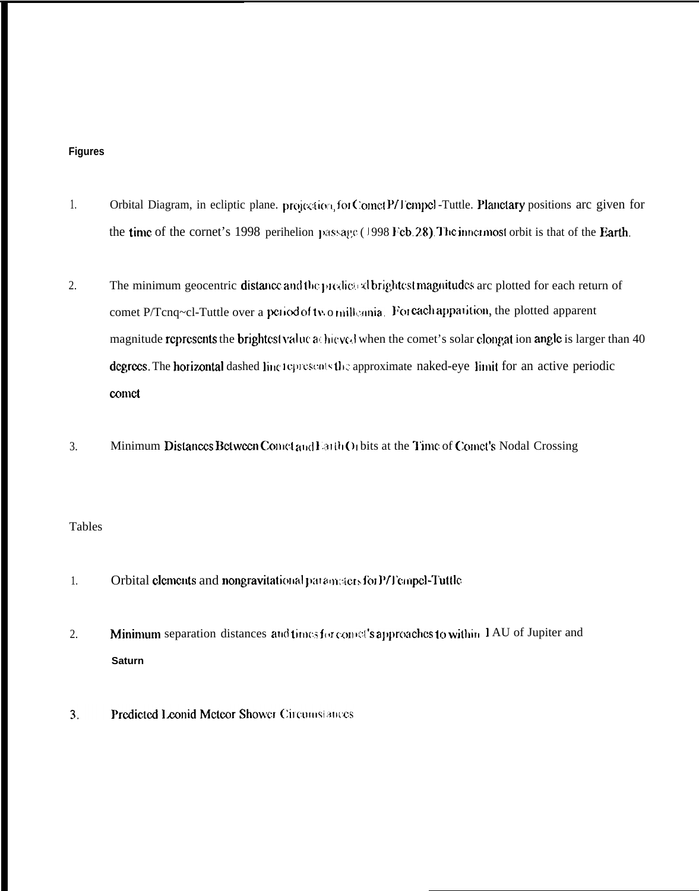**Figures**

1. Orbital Diagram, in ecliptic plane. projection, for Comet P/Tempel-Tuttle. Planetary positions are given for the time of the comet's 1998 perihelion passage (1998 Feb. 28). The innermost orbit is that of the Earth.

2. The minimum geocentric distance and the predicted brightest magnitudes are plotted for each return of comet P/Tempel-Tuttle over a period of two millennia. For each apparition, the plotted apparent magnitude represents the brightest value achieved when the comet's solar elongation angle is larger than 40 degrees. The horizontal dashed line represents the approximate naked-eye limit for an active periodic comet

3. Minimum Distances Between Comet and Earth Orbits at the Time of Comet's Nodal Crossing

Tables

1. Orbital elements and nongravitational parameters for P/Tempel-Tuttle

2. Minimum separation distances and times for comet's approaches to within 1 AU of Jupiter and Saturn

3. Predicted Leonid Meteor Shower Circumstances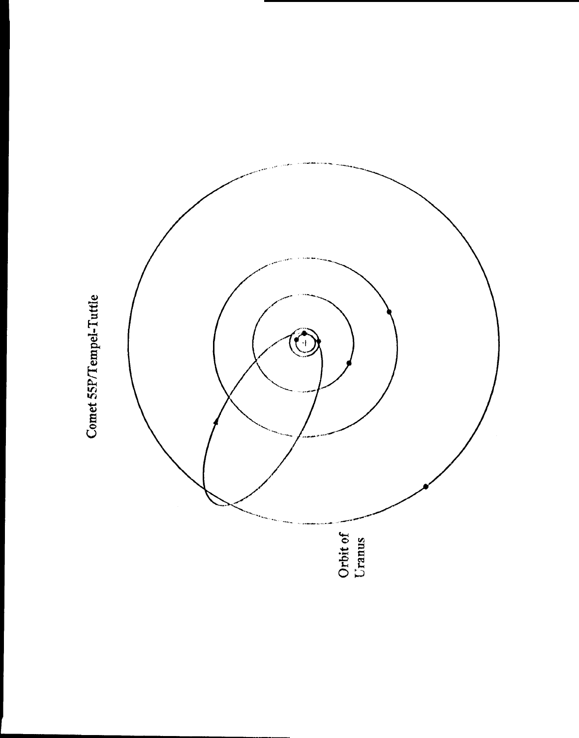Comet 55P/Tempel-Tuttle

Orbit of Uranus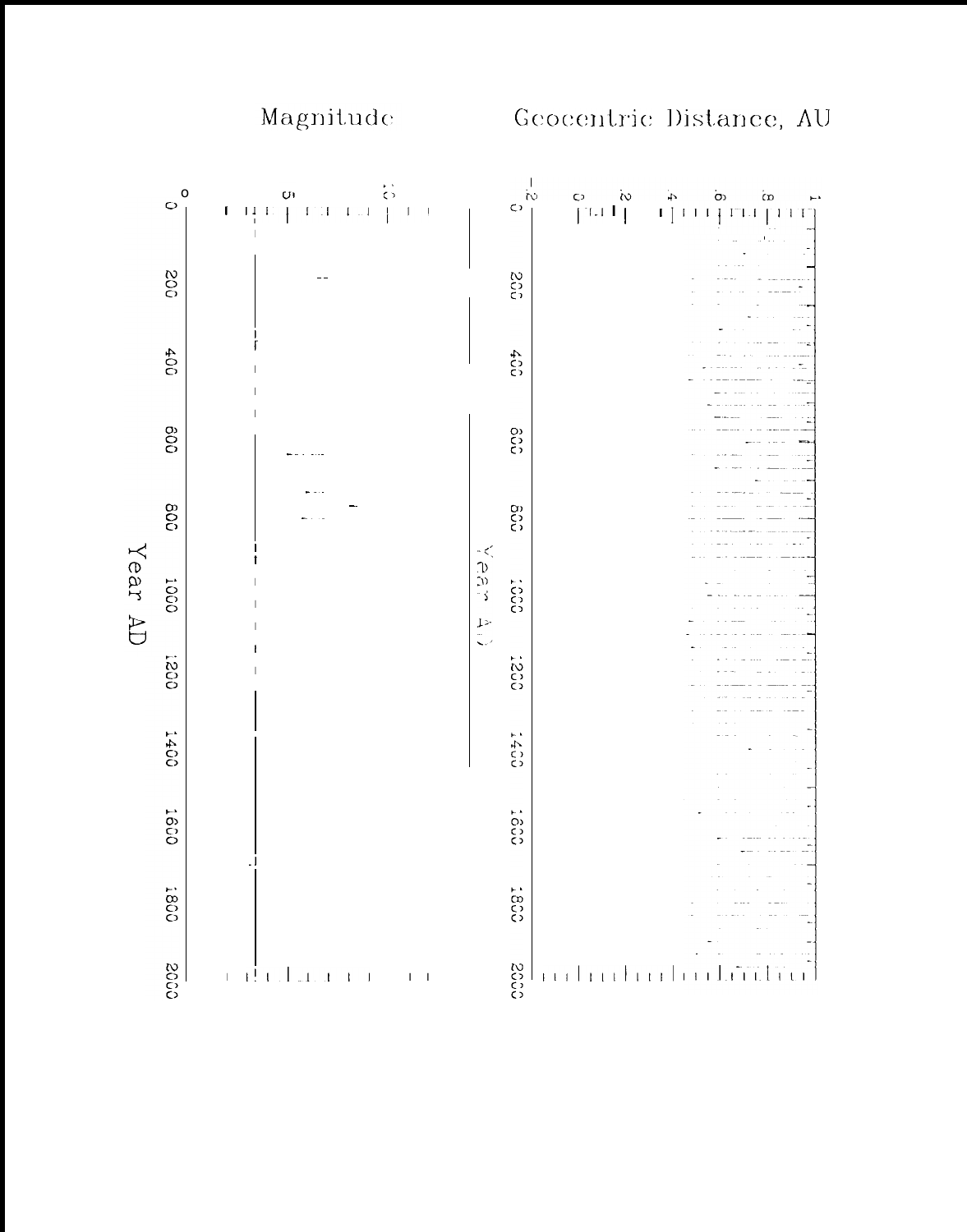Geocentric Distance, AU

Magnitude

Year AD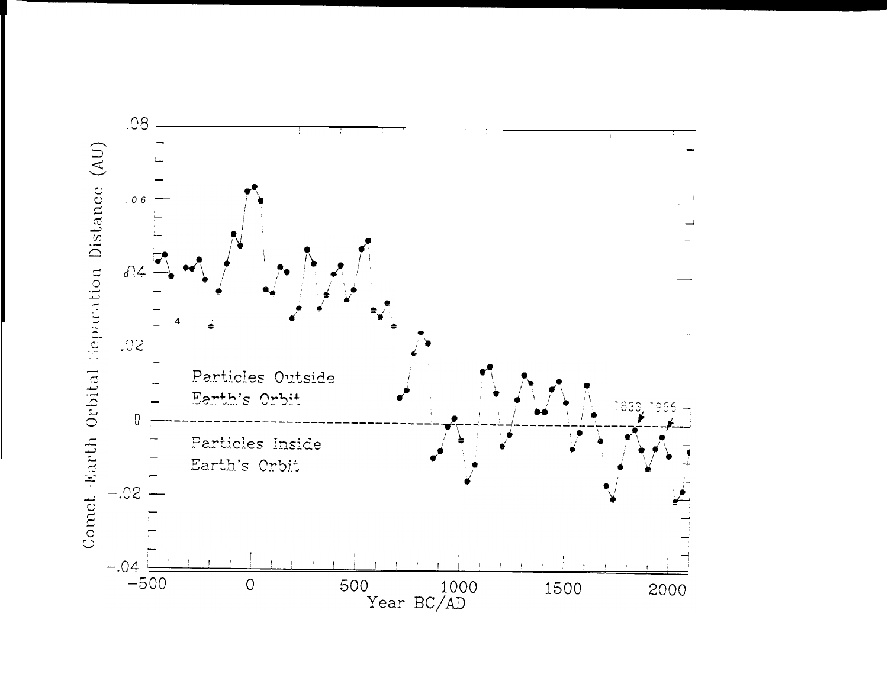Comet-Earth Orbital Separation Distance (AU)

Particles Outside Earth's Orbit

Particles Inside Earth's Orbit

1833 1966

Year BC/AD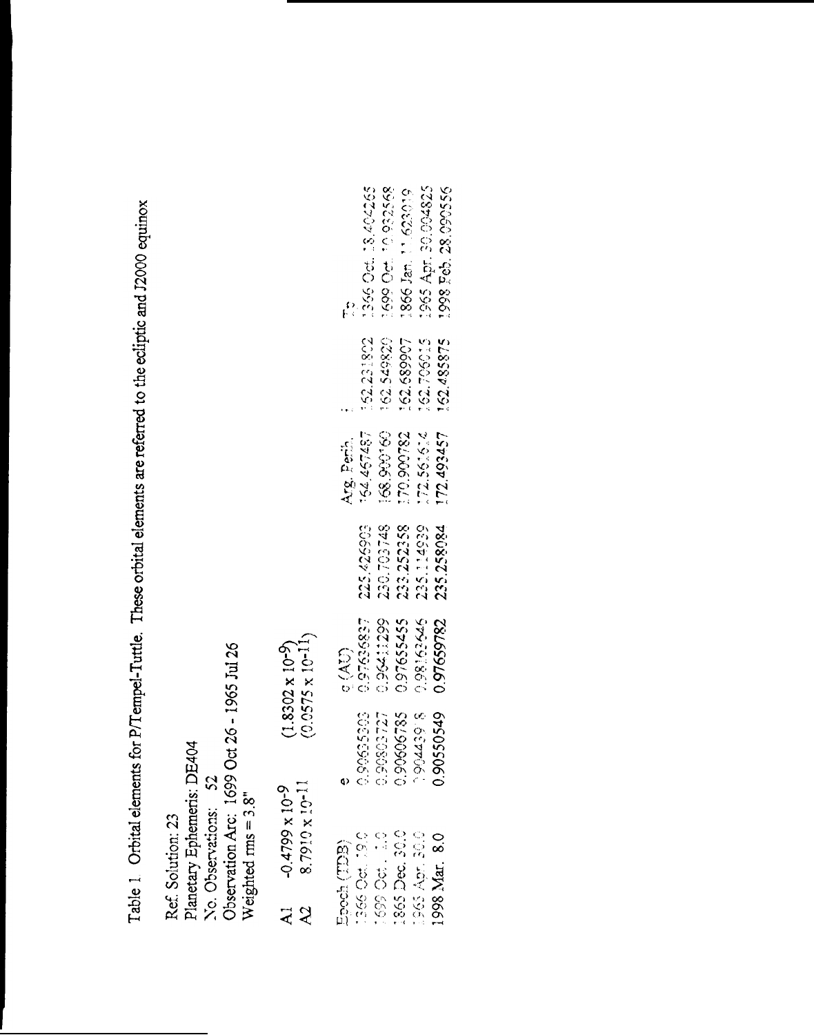Table 1. Orbital elements for P/Tempel-Tuttle. These orbital elements are referred to the ecliptic and J2000 equinox

Ref. Solution: 23
Planetary Ephemeris: DE404
No. Observations: 52
Observation Arc: 1699 Oct 26 - 1965 Jul 26
Weighted rms = 3.8"

| | | |
|---|---|---|
| A1 | $-0.4799 \times 10^{-9}$ | $(1.8302 \times 10^{-9})$ |
| A2 | $8.7910 \times 10^{-11}$ | $(0.0575 \times 10^{-11})$ |

| Epoch (TDB) | e | q (AU) | | Arg. Perih. | i | $T_0$ |
|---|---|---|---|---|---|---|
| 1366 Oct. 19.0 | 0.90635303 | 0.97636837 | 225.426903 | 164.457487 | 162.231802 | 1366 Oct. 18.404265 |
| 1699 Oct. 1.0 | 0.90803727 | 0.96411299 | 230.703748 | 168.900160 | 162.549820 | 1699 Oct. 10.932568 |
| 1865 Dec. 30.0 | 0.90606785 | 0.97655455 | 233.252358 | 170.900782 | 162.689907 | 1866 Jan. 11.623019 |
| 1965 Apr. 30.0 | 0.9044398 | 0.98163646 | 235.114939 | 172.561614 | 162.706015 | 1965 Apr. 30.004825 |
| 1998 Mar. 8.0 | 0.90550549 | 0.97659782 | 235.258084 | 172.493457 | 162.485875 | 1998 Feb. 28.090556 |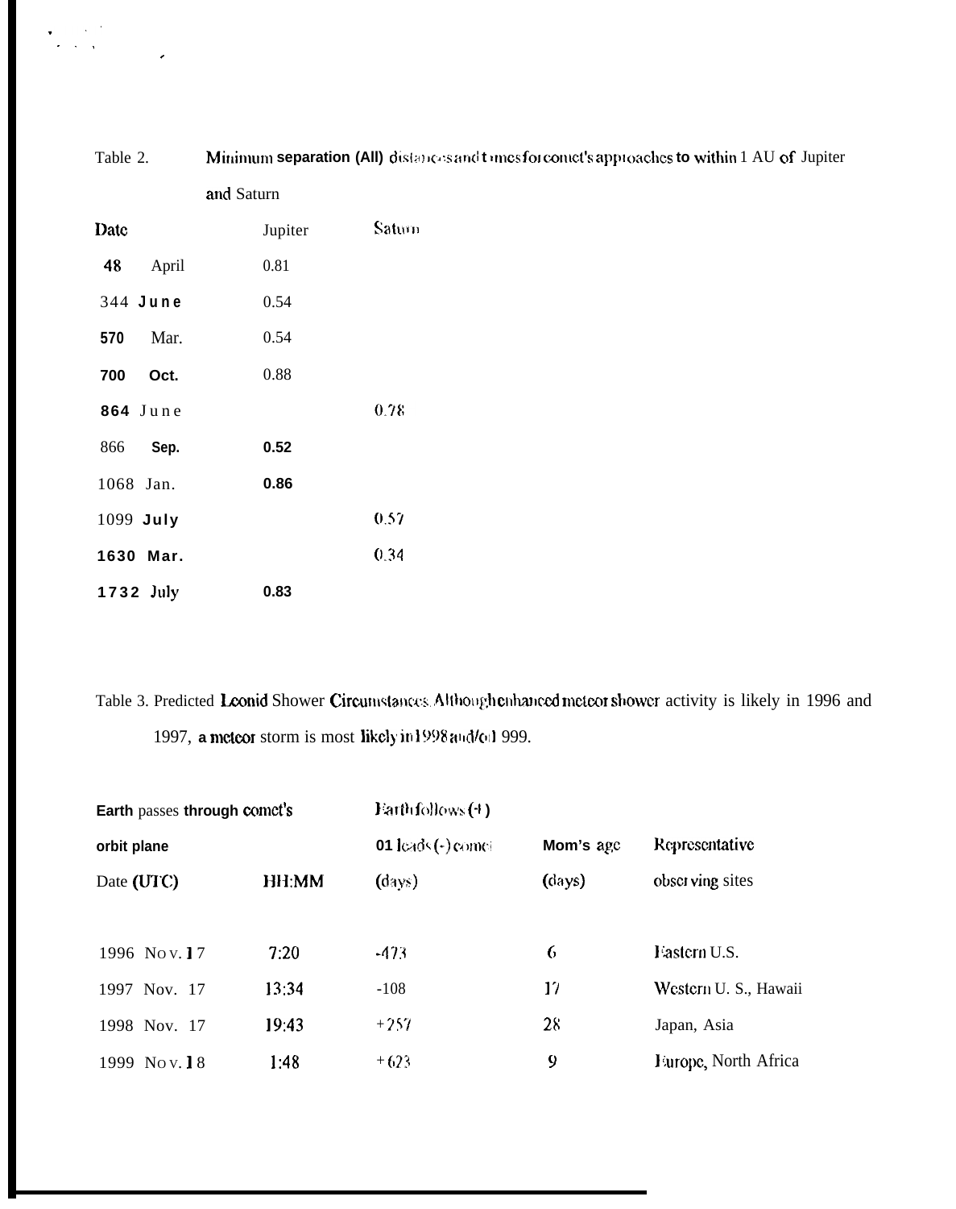Table 2. Minimum separation (AU) distances and times for comet's approaches to within 1 AU of Jupiter and Saturn

| Date | | Jupiter | Saturn |
|---|---|---|---|
| 48 | April | 0.81 | |
| 344 | June | 0.54 | |
| 570 | Mar. | 0.54 | |
| 700 | Oct. | 0.88 | |
| 864 | June | | 0.78 |
| 866 | Sep. | 0.52 | |
| 1068 | Jan. | 0.86 | |
| 1099 | July | | 0.57 |
| 1630 | Mar. | | 0.34 |
| 1732 | July | 0.83 | |

Table 3. Predicted Leonid Shower Circumstances. Although enhanced meteor shower activity is likely in 1996 and 1997, a meteor storm is most likely in 1998 and/or 1999.

| Earth passes through comet's orbit plane Date (UTC) | HH:MM | Earth follows (+) or leads (-) comet (days) | Moon's age (days) | Representative observing sites |
|---|---|---|---|---|
| 1996 Nov. 17 | 7:20 | -473 | 6 | Eastern U.S. |
| 1997 Nov. 17 | 13:34 | -108 | 17 | Western U. S., Hawaii |
| 1998 Nov. 17 | 19:43 | +257 | 28 | Japan, Asia |
| 1999 Nov. 18 | 1:48 | +623 | 9 | Europe, North Africa |